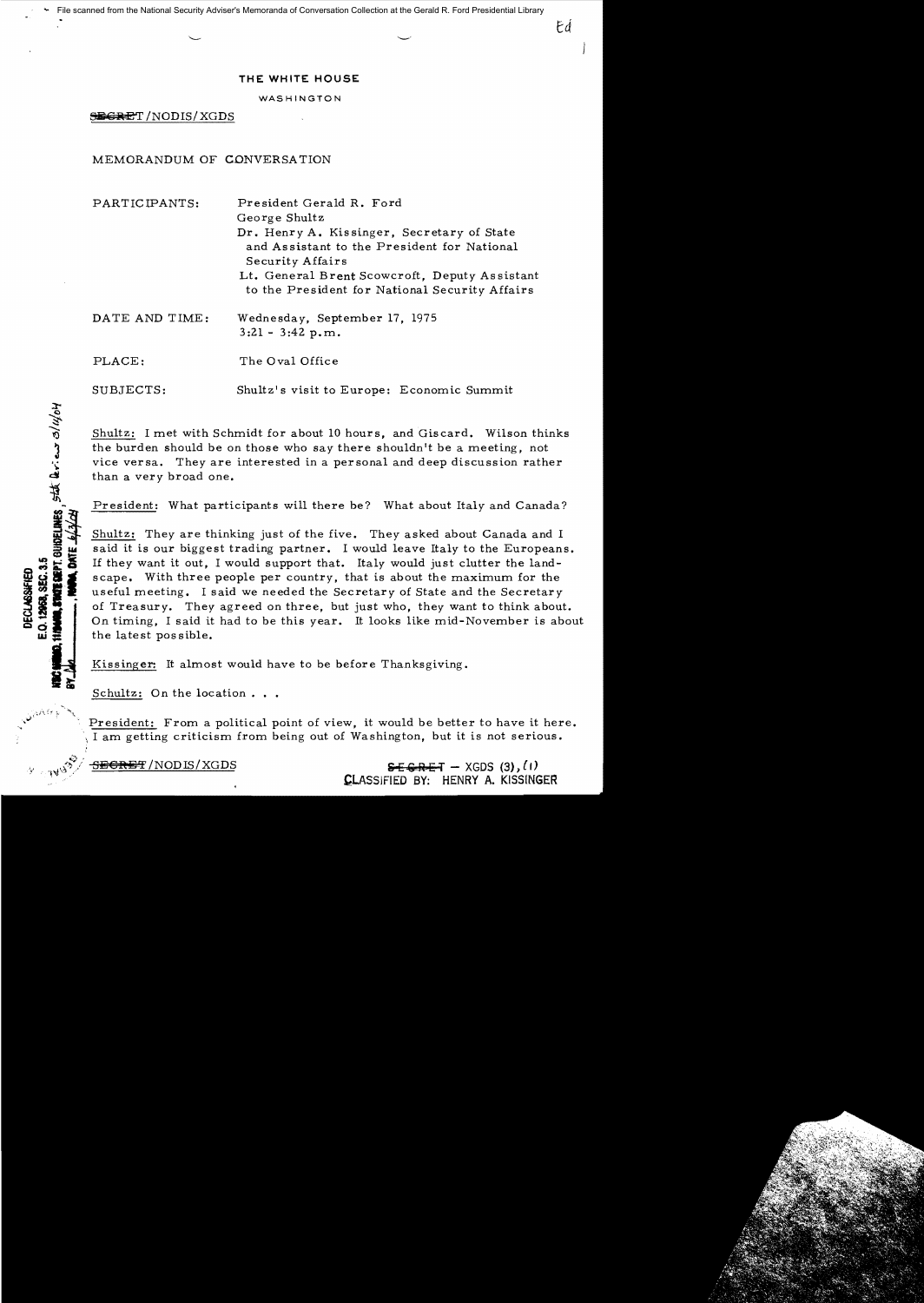File scanned from the National Security Adviser's Memoranda of Conversation Collection at the Gerald R. Ford Presidential Library

**THE WHITE HOUSE**

WASHINGTON

~~SECRET~~/NODIS/XGDS

MEMORANDUM OF CONVERSATION

PARTICIPANTS: President Gerald R. Ford
George Shultz
Dr. Henry A. Kissinger, Secretary of State and Assistant to the President for National Security Affairs
Lt. General Brent Scowcroft, Deputy Assistant to the President for National Security Affairs

DATE AND TIME: Wednesday, September 17, 1975
3:21 - 3:42 p.m.

PLACE: The Oval Office

SUBJECTS: Shultz's visit to Europe: Economic Summit

DECLASSIFIED
E.O. 12958, SEC. 3.5
NSC MEMO, 11/24/98, STATE DEPT. GUIDELINES, State Review 3/11/04
BY ___, NARA, DATE 6/3/04

Shultz: I met with Schmidt for about 10 hours, and Giscard. Wilson thinks the burden should be on those who say there shouldn't be a meeting, not vice versa. They are interested in a personal and deep discussion rather than a very broad one.

President: What participants will there be? What about Italy and Canada?

Shultz: They are thinking just of the five. They asked about Canada and I said it is our biggest trading partner. I would leave Italy to the Europeans. If they want it out, I would support that. Italy would just clutter the landscape. With three people per country, that is about the maximum for the useful meeting. I said we needed the Secretary of State and the Secretary of Treasury. They agreed on three, but just who, they want to think about. On timing, I said it had to be this year. It looks like mid-November is about the latest possible.

Kissinger: It almost would have to be before Thanksgiving.

Schultz: On the location . . .

President: From a political point of view, it would be better to have it here. I am getting criticism from being out of Washington, but it is not serious.

~~SECRET~~/NODIS/XGDS

~~SECRET~~ – XGDS (3), (1)
CLASSIFIED BY: HENRY A. KISSINGER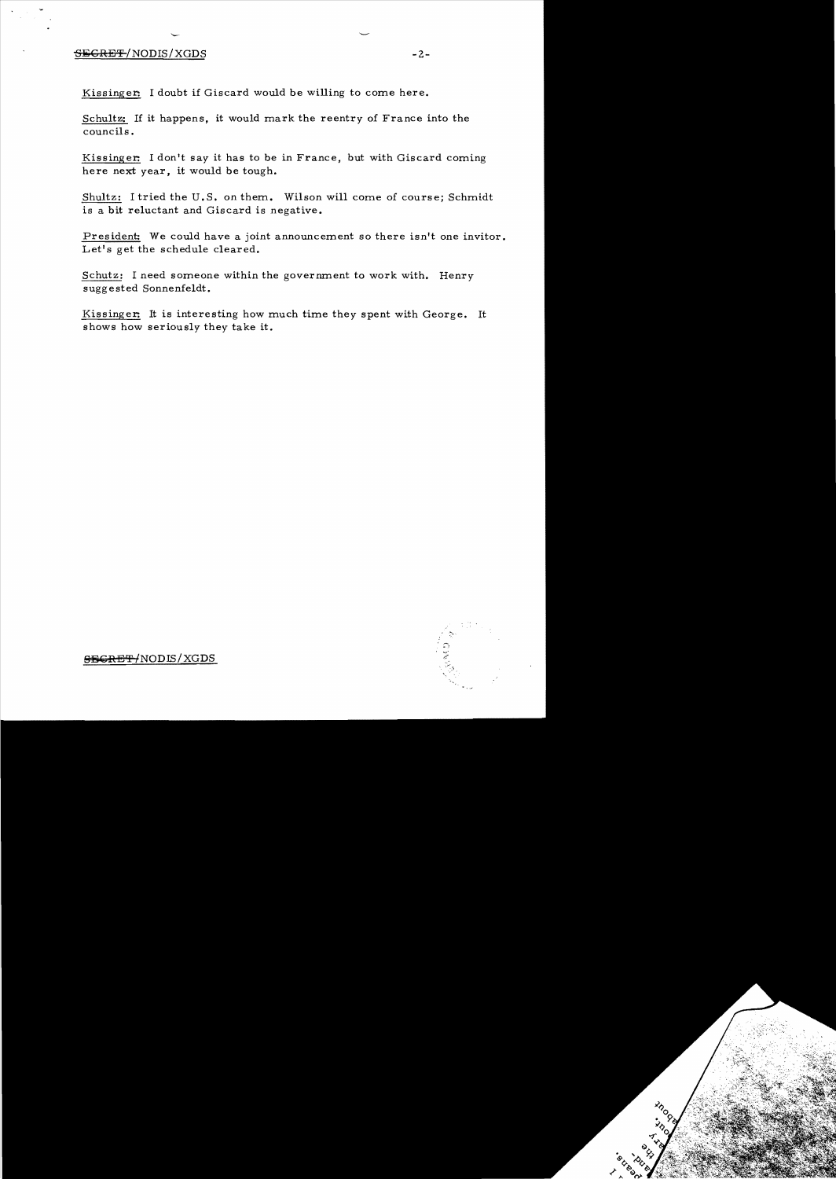Kissinger: I doubt if Giscard would be willing to come here.

Schultz: If it happens, it would mark the reentry of France into the councils.

Kissinger: I don't say it has to be in France, but with Giscard coming here next year, it would be tough.

Shultz: I tried the U.S. on them. Wilson will come of course; Schmidt is a bit reluctant and Giscard is negative.

President: We could have a joint announcement so there isn't one invitor. Let's get the schedule cleared.

Schutz: I need someone within the government to work with. Henry suggested Sonnenfeldt.

Kissinger: It is interesting how much time they spent with George. It shows how seriously they take it.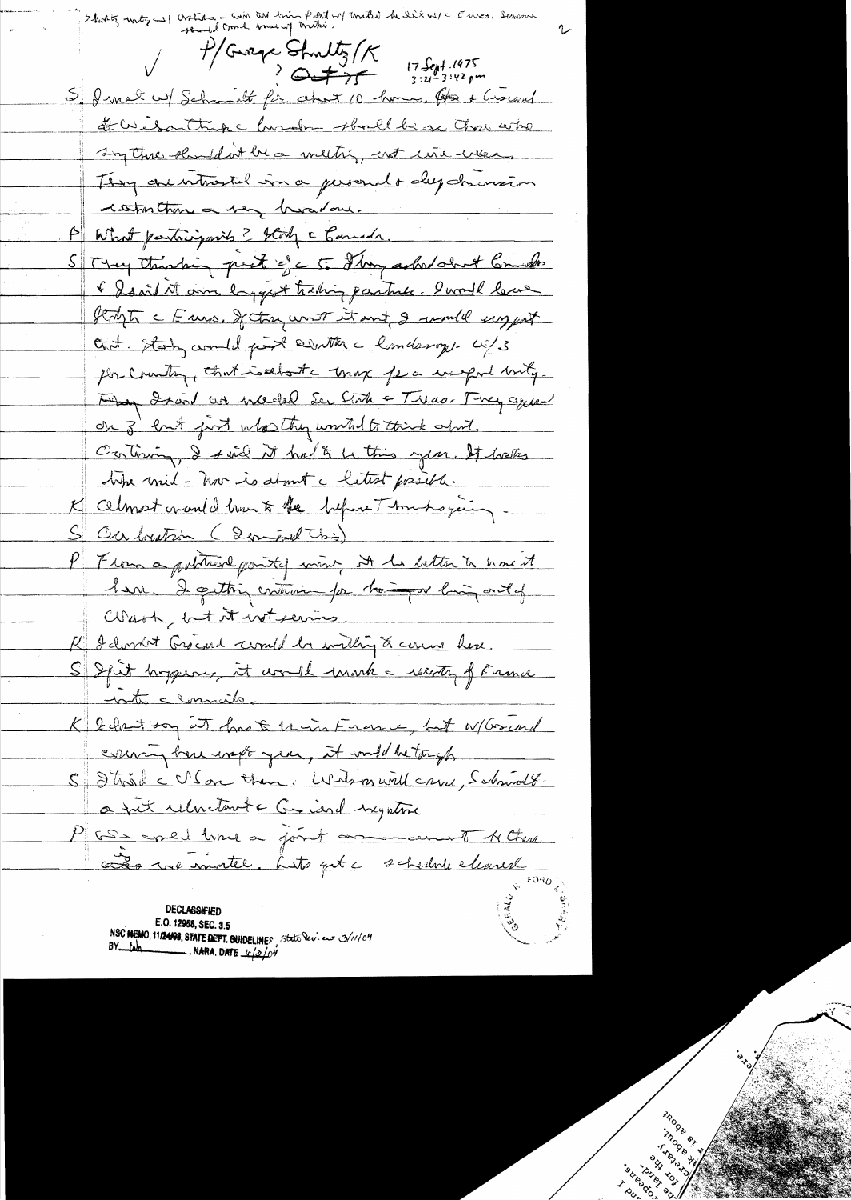Shultz not(?) ... Giscard – ... ... ... ... Evans. ... 

P/George Shultz/K
? OEOB 75

17 Sept. 1975
3:21–3:42 pm

S I met w/ Schmidt for about 10 hours. He & Giscard & Wilson think a breakfast should be on those who say there shouldn't be a meeting, not vice versa. They are interested in a personal & deep discussion rather than a big broad one.

P What participants? Italy & Canada.

S They thinking just 4 & 5. I brought up Canada & said it our biggest trading partner. I would leave Italy to the Europeans. If they want it and, I would support that. Italy would just clutter the landscape. w/ 3 per country, that is about the max for a useful mtg. I said we needed Sec State & Treas. They agreed on 3 but just who they wanted to think about. On timing, I said it had to be this year. It better be mid-Nov is about the latest possible.

K Almost would have to be before Thanksgiving.

S On location (Described this)

P From a political point of view, it be better to have it here. I getting criticism for being out of Wash. but it not serious.

K I don't Giscard would be willing to come here.

S If it happens, it would mark the reentry of France into the councils.

K I don't say it has to be in France, but w/ Giscard coming here next year, it would be tough.

S I think the US or them. Wilson will come, Schmidt a bit reluctant & Giscard negative.

P We could have a joint announcement that the ... we invited. Let's get the schedule cleared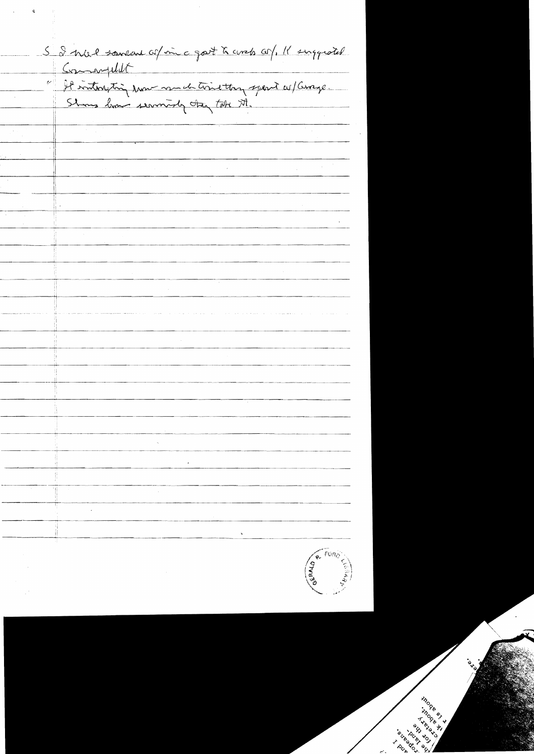S If we had someone w/ in a govt to work w/. K suggested Grunwaldt

" It interesting how much trust they speak w/ George. Shows how seriously they take it.